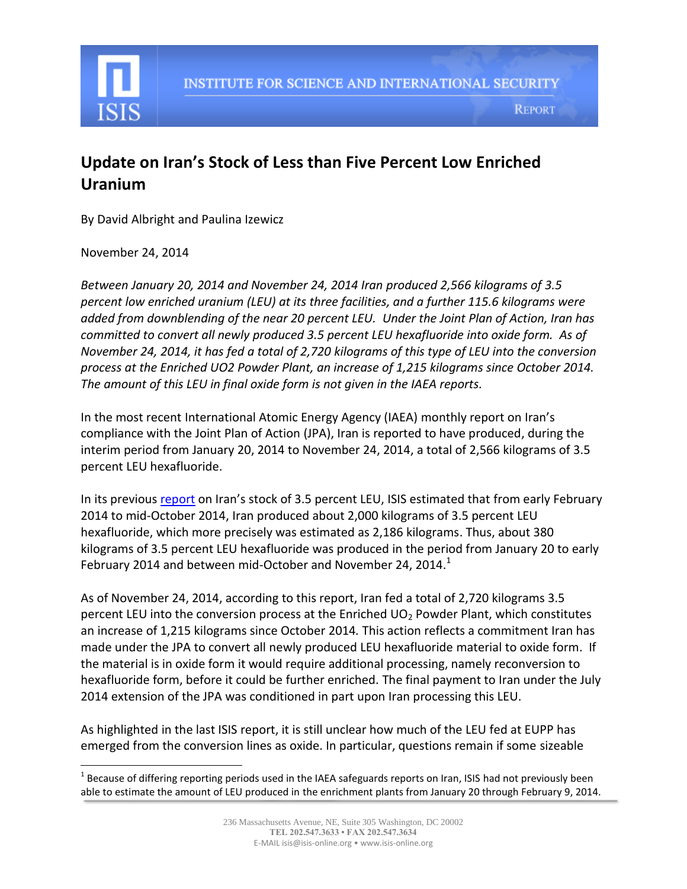INSTITUTE FOR SCIENCE AND INTERNATIONAL SECURITY

REPORT

# Update on Iran's Stock of Less than Five Percent Low Enriched Uranium

By David Albright and Paulina Izewicz

November 24, 2014

*Between January 20, 2014 and November 24, 2014 Iran produced 2,566 kilograms of 3.5 percent low enriched uranium (LEU) at its three facilities, and a further 115.6 kilograms were added from downblending of the near 20 percent LEU. Under the Joint Plan of Action, Iran has committed to convert all newly produced 3.5 percent LEU hexafluoride into oxide form. As of November 24, 2014, it has fed a total of 2,720 kilograms of this type of LEU into the conversion process at the Enriched UO2 Powder Plant, an increase of 1,215 kilograms since October 2014. The amount of this LEU in final oxide form is not given in the IAEA reports.*

In the most recent International Atomic Energy Agency (IAEA) monthly report on Iran's compliance with the Joint Plan of Action (JPA), Iran is reported to have produced, during the interim period from January 20, 2014 to November 24, 2014, a total of 2,566 kilograms of 3.5 percent LEU hexafluoride.

In its previous report on Iran's stock of 3.5 percent LEU, ISIS estimated that from early February 2014 to mid-October 2014, Iran produced about 2,000 kilograms of 3.5 percent LEU hexafluoride, which more precisely was estimated as 2,186 kilograms. Thus, about 380 kilograms of 3.5 percent LEU hexafluoride was produced in the period from January 20 to early February 2014 and between mid-October and November 24, 2014.[1]

As of November 24, 2014, according to this report, Iran fed a total of 2,720 kilograms 3.5 percent LEU into the conversion process at the Enriched $UO_2$ Powder Plant, which constitutes an increase of 1,215 kilograms since October 2014. This action reflects a commitment Iran has made under the JPA to convert all newly produced LEU hexafluoride material to oxide form. If the material is in oxide form it would require additional processing, namely reconversion to hexafluoride form, before it could be further enriched. The final payment to Iran under the July 2014 extension of the JPA was conditioned in part upon Iran processing this LEU.

As highlighted in the last ISIS report, it is still unclear how much of the LEU fed at EUPP has emerged from the conversion lines as oxide. In particular, questions remain if some sizeable

[1] Because of differing reporting periods used in the IAEA safeguards reports on Iran, ISIS had not previously been able to estimate the amount of LEU produced in the enrichment plants from January 20 through February 9, 2014.

236 Massachusetts Avenue, NE, Suite 305 Washington, DC 20002
TEL 202.547.3633 • FAX 202.547.3634
E-MAIL isis@isis-online.org • www.isis-online.org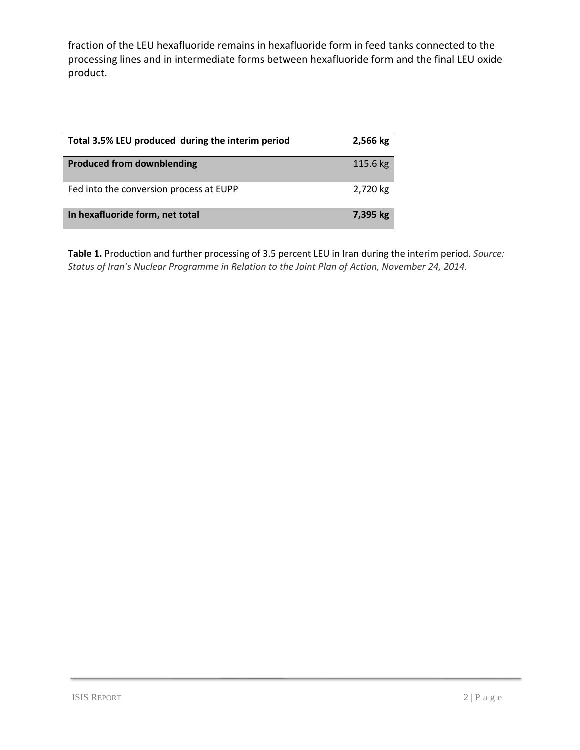fraction of the LEU hexafluoride remains in hexafluoride form in feed tanks connected to the processing lines and in intermediate forms between hexafluoride form and the final LEU oxide product.

| | |
|---|---|
| **Total 3.5% LEU produced during the interim period** | **2,566 kg** |
| **Produced from downblending** | 115.6 kg |
| Fed into the conversion process at EUPP | 2,720 kg |
| **In hexafluoride form, net total** | **7,395 kg** |

**Table 1.** Production and further processing of 3.5 percent LEU in Iran during the interim period. *Source: Status of Iran's Nuclear Programme in Relation to the Joint Plan of Action, November 24, 2014.*